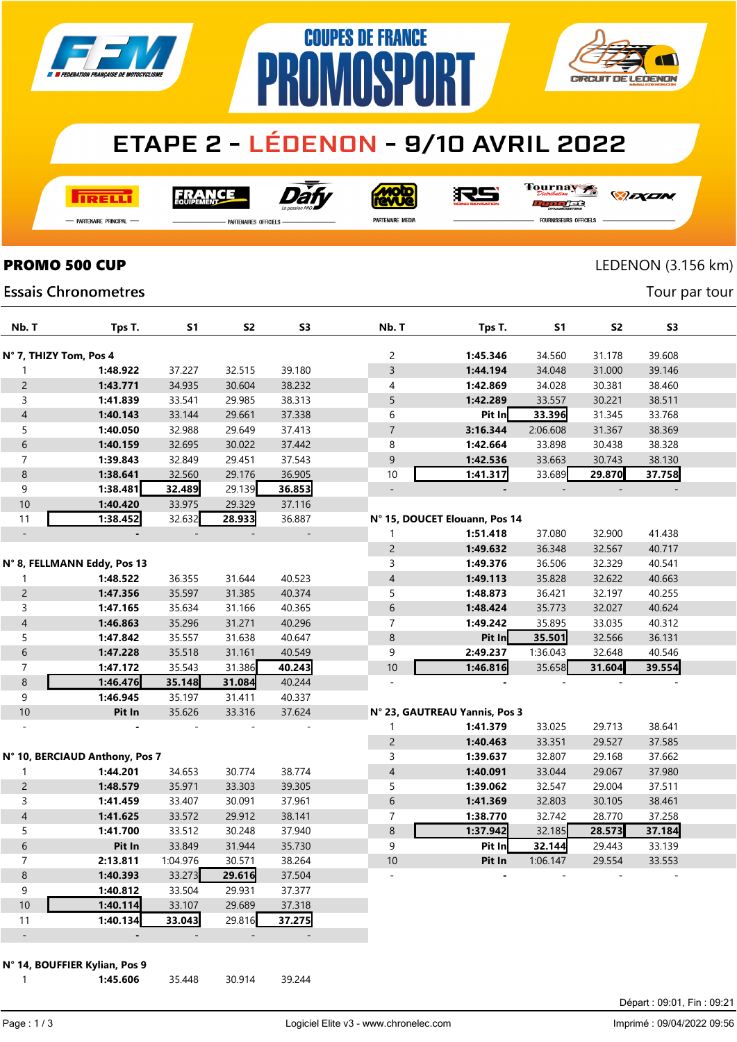# COUPES DE FRANCE PROMOSPORT

## ETAPE 2 - LÉDENON - 9/10 AVRIL 2022

PARTENAIRE PRINCIPAL — PARTENAIRES OFFICIELS — PARTENAIRE MEDIA — FOURNISSEURS OFFICIELS

**PROMO 500 CUP** — LEDENON (3.156 km)

Essais Chronometres — Tour par tour

| Nb. T | Tps T. | S1 | S2 | S3 |
|---|---|---|---|---|
| **N° 7, THIZY Tom, Pos 4** | | | | |
| 1 | **1:48.922** | 37.227 | 32.515 | 39.180 |
| 2 | **1:43.771** | 34.935 | 30.604 | 38.232 |
| 3 | **1:41.839** | 33.541 | 29.985 | 38.313 |
| 4 | **1:40.143** | 33.144 | 29.661 | 37.338 |
| 5 | **1:40.050** | 32.988 | 29.649 | 37.413 |
| 6 | **1:40.159** | 32.695 | 30.022 | 37.442 |
| 7 | **1:39.843** | 32.849 | 29.451 | 37.543 |
| 8 | **1:38.641** | 32.560 | 29.176 | 36.905 |
| 9 | **1:38.481** | **32.489** | 29.139 | **36.853** |
| 10 | **1:40.420** | 33.975 | 29.329 | 37.116 |
| 11 | **1:38.452** | 32.632 | **28.933** | 36.887 |
| - | - | - | - | - |
| **N° 8, FELLMANN Eddy, Pos 13** | | | | |
| 1 | **1:48.522** | 36.355 | 31.644 | 40.523 |
| 2 | **1:47.356** | 35.597 | 31.385 | 40.374 |
| 3 | **1:47.165** | 35.634 | 31.166 | 40.365 |
| 4 | **1:46.863** | 35.296 | 31.271 | 40.296 |
| 5 | **1:47.842** | 35.557 | 31.638 | 40.647 |
| 6 | **1:47.228** | 35.518 | 31.161 | 40.549 |
| 7 | **1:47.172** | 35.543 | 31.386 | **40.243** |
| 8 | **1:46.476** | **35.148** | **31.084** | 40.244 |
| 9 | **1:46.945** | 35.197 | 31.411 | 40.337 |
| 10 | **Pit In** | 35.626 | 33.316 | 37.624 |
| - | - | - | - | - |
| **N° 10, BERCIAUD Anthony, Pos 7** | | | | |
| 1 | **1:44.201** | 34.653 | 30.774 | 38.774 |
| 2 | **1:48.579** | 35.971 | 33.303 | 39.305 |
| 3 | **1:41.459** | 33.407 | 30.091 | 37.961 |
| 4 | **1:41.625** | 33.572 | 29.912 | 38.141 |
| 5 | **1:41.700** | 33.512 | 30.248 | 37.940 |
| 6 | **Pit In** | 33.849 | 31.944 | 35.730 |
| 7 | **2:13.811** | 1:04.976 | 30.571 | 38.264 |
| 8 | **1:40.393** | 33.273 | **29.616** | 37.504 |
| 9 | **1:40.812** | 33.504 | 29.931 | 37.377 |
| 10 | **1:40.114** | 33.107 | 29.689 | 37.318 |
| 11 | **1:40.134** | **33.043** | 29.816 | **37.275** |
| - | - | - | - | - |
| **N° 14, BOUFFIER Kylian, Pos 9** | | | | |
| 1 | **1:45.606** | 35.448 | 30.914 | 39.244 |
| 2 | **1:45.346** | 34.560 | 31.178 | 39.608 |
| 3 | **1:44.194** | 34.048 | 31.000 | 39.146 |
| 4 | **1:42.869** | 34.028 | 30.381 | 38.460 |
| 5 | **1:42.289** | 33.557 | 30.221 | 38.511 |
| 6 | **Pit In** | **33.396** | 31.345 | 33.768 |
| 7 | **3:16.344** | 2:06.608 | 31.367 | 38.369 |
| 8 | **1:42.664** | 33.898 | 30.438 | 38.328 |
| 9 | **1:42.536** | 33.663 | 30.743 | 38.130 |
| 10 | **1:41.317** | 33.689 | **29.870** | **37.758** |
| - | - | - | - | - |
| **N° 15, DOUCET Elouann, Pos 14** | | | | |
| 1 | **1:51.418** | 37.080 | 32.900 | 41.438 |
| 2 | **1:49.632** | 36.348 | 32.567 | 40.717 |
| 3 | **1:49.376** | 36.506 | 32.329 | 40.541 |
| 4 | **1:49.113** | 35.828 | 32.622 | 40.663 |
| 5 | **1:48.873** | 36.421 | 32.197 | 40.255 |
| 6 | **1:48.424** | 35.773 | 32.027 | 40.624 |
| 7 | **1:49.242** | 35.895 | 33.035 | 40.312 |
| 8 | **Pit In** | **35.501** | 32.566 | 36.131 |
| 9 | **2:49.237** | 1:36.043 | 32.648 | 40.546 |
| 10 | **1:46.816** | 35.658 | **31.604** | **39.554** |
| - | - | - | - | - |
| **N° 23, GAUTREAU Yannis, Pos 3** | | | | |
| 1 | **1:41.379** | 33.025 | 29.713 | 38.641 |
| 2 | **1:40.463** | 33.351 | 29.527 | 37.585 |
| 3 | **1:39.637** | 32.807 | 29.168 | 37.662 |
| 4 | **1:40.091** | 33.044 | 29.067 | 37.980 |
| 5 | **1:39.062** | 32.547 | 29.004 | 37.511 |
| 6 | **1:41.369** | 32.803 | 30.105 | 38.461 |
| 7 | **1:38.770** | 32.742 | 28.770 | 37.258 |
| 8 | **1:37.942** | 32.185 | **28.573** | **37.184** |
| 9 | **Pit In** | **32.144** | 29.443 | 33.139 |
| 10 | **Pit In** | 1:06.147 | 29.554 | 33.553 |
| - | - | - | - | - |

Départ : 09:01, Fin : 09:21

Logiciel Elite v3 - www.chronelec.com

Imprimé : 09/04/2022 09:56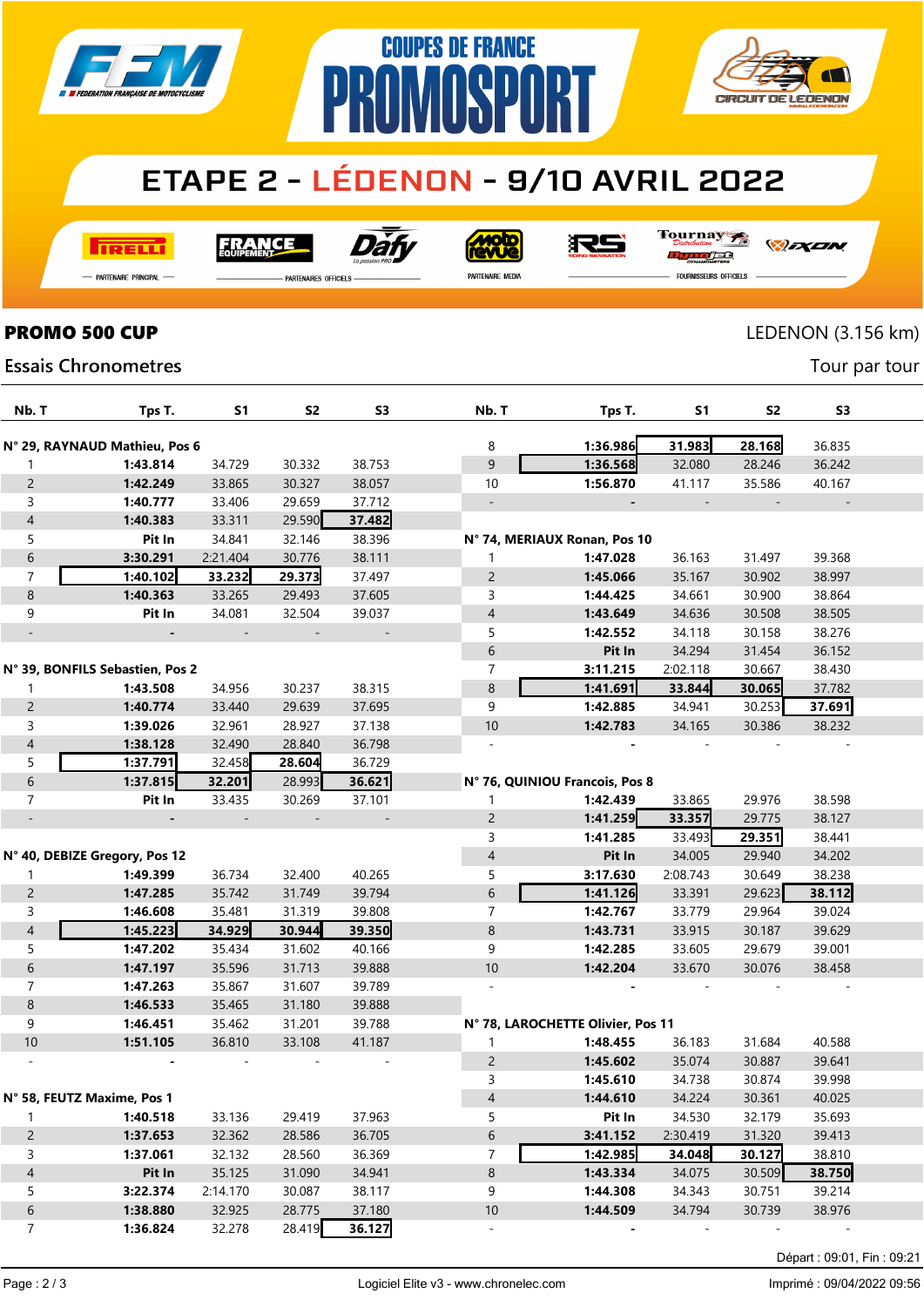# COUPES DE FRANCE PROMOSPORT

## ETAPE 2 - LÉDENON - 9/10 AVRIL 2022

PARTENAIRE PRINCIPAL — PARTENAIRES OFFICIELS — PARTENAIRE MEDIA — FOURNISSEURS OFFICIELS

**PROMO 500 CUP** — LEDENON (3.156 km)

Essais Chronometres — Tour par tour

| Nb. T | Tps T. | S1 | S2 | S3 |
|---|---|---|---|---|
| **N° 29, RAYNAUD Mathieu, Pos 6** | | | | |
| 1 | 1:43.814 | 34.729 | 30.332 | 38.753 |
| 2 | 1:42.249 | 33.865 | 30.327 | 38.057 |
| 3 | 1:40.777 | 33.406 | 29.659 | 37.712 |
| 4 | 1:40.383 | 33.311 | 29.590 | 37.482 |
| 5 | Pit In | 34.841 | 32.146 | 38.396 |
| 6 | 3:30.291 | 2:21.404 | 30.776 | 38.111 |
| 7 | 1:40.102 | 33.232 | 29.373 | 37.497 |
| 8 | 1:40.363 | 33.265 | 29.493 | 37.605 |
| 9 | Pit In | 34.081 | 32.504 | 39.037 |
| - | - | - | - | - |
| **N° 39, BONFILS Sebastien, Pos 2** | | | | |
| 1 | 1:43.508 | 34.956 | 30.237 | 38.315 |
| 2 | 1:40.774 | 33.440 | 29.639 | 37.695 |
| 3 | 1:39.026 | 32.961 | 28.927 | 37.138 |
| 4 | 1:38.128 | 32.490 | 28.840 | 36.798 |
| 5 | 1:37.791 | 32.458 | 28.604 | 36.729 |
| 6 | 1:37.815 | 32.201 | 28.993 | 36.621 |
| 7 | Pit In | 33.435 | 30.269 | 37.101 |
| - | - | - | - | - |
| **N° 40, DEBIZE Gregory, Pos 12** | | | | |
| 1 | 1:49.399 | 36.734 | 32.400 | 40.265 |
| 2 | 1:47.285 | 35.742 | 31.749 | 39.794 |
| 3 | 1:46.608 | 35.481 | 31.319 | 39.808 |
| 4 | 1:45.223 | 34.929 | 30.944 | 39.350 |
| 5 | 1:47.202 | 35.434 | 31.602 | 40.166 |
| 6 | 1:47.197 | 35.596 | 31.713 | 39.888 |
| 7 | 1:47.263 | 35.867 | 31.607 | 39.789 |
| 8 | 1:46.533 | 35.465 | 31.180 | 39.888 |
| 9 | 1:46.451 | 35.462 | 31.201 | 39.788 |
| 10 | 1:51.105 | 36.810 | 33.108 | 41.187 |
| - | - | - | - | - |
| **N° 58, FEUTZ Maxime, Pos 1** | | | | |
| 1 | 1:40.518 | 33.136 | 29.419 | 37.963 |
| 2 | 1:37.653 | 32.362 | 28.586 | 36.705 |
| 3 | 1:37.061 | 32.132 | 28.560 | 36.369 |
| 4 | Pit In | 35.125 | 31.090 | 34.941 |
| 5 | 3:22.374 | 2:14.170 | 30.087 | 38.117 |
| 6 | 1:38.880 | 32.925 | 28.775 | 37.180 |
| 7 | 1:36.824 | 32.278 | 28.419 | 36.127 |
| 8 | 1:36.986 | 31.983 | 28.168 | 36.835 |
| 9 | 1:36.568 | 32.080 | 28.246 | 36.242 |
| 10 | 1:56.870 | 41.117 | 35.586 | 40.167 |
| - | - | - | - | - |
| **N° 74, MERIAUX Ronan, Pos 10** | | | | |
| 1 | 1:47.028 | 36.163 | 31.497 | 39.368 |
| 2 | 1:45.066 | 35.167 | 30.902 | 38.997 |
| 3 | 1:44.425 | 34.661 | 30.900 | 38.864 |
| 4 | 1:43.649 | 34.636 | 30.508 | 38.505 |
| 5 | 1:42.552 | 34.118 | 30.158 | 38.276 |
| 6 | Pit In | 34.294 | 31.454 | 36.152 |
| 7 | 3:11.215 | 2:02.118 | 30.667 | 38.430 |
| 8 | 1:41.691 | 33.844 | 30.065 | 37.782 |
| 9 | 1:42.885 | 34.941 | 30.253 | 37.691 |
| 10 | 1:42.783 | 34.165 | 30.386 | 38.232 |
| - | - | - | - | - |
| **N° 76, QUINIOU Francois, Pos 8** | | | | |
| 1 | 1:42.439 | 33.865 | 29.976 | 38.598 |
| 2 | 1:41.259 | 33.357 | 29.775 | 38.127 |
| 3 | 1:41.285 | 33.493 | 29.351 | 38.441 |
| 4 | Pit In | 34.005 | 29.940 | 34.202 |
| 5 | 3:17.630 | 2:08.743 | 30.649 | 38.238 |
| 6 | 1:41.126 | 33.391 | 29.623 | 38.112 |
| 7 | 1:42.767 | 33.779 | 29.964 | 39.024 |
| 8 | 1:43.731 | 33.915 | 30.187 | 39.629 |
| 9 | 1:42.285 | 33.605 | 29.679 | 39.001 |
| 10 | 1:42.204 | 33.670 | 30.076 | 38.458 |
| - | - | - | - | - |
| **N° 78, LAROCHETTE Olivier, Pos 11** | | | | |
| 1 | 1:48.455 | 36.183 | 31.684 | 40.588 |
| 2 | 1:45.602 | 35.074 | 30.887 | 39.641 |
| 3 | 1:45.610 | 34.738 | 30.874 | 39.998 |
| 4 | 1:44.610 | 34.224 | 30.361 | 40.025 |
| 5 | Pit In | 34.530 | 32.179 | 35.693 |
| 6 | 3:41.152 | 2:30.419 | 31.320 | 39.413 |
| 7 | 1:42.985 | 34.048 | 30.127 | 38.810 |
| 8 | 1:43.334 | 34.075 | 30.509 | 38.750 |
| 9 | 1:44.308 | 34.343 | 30.751 | 39.214 |
| 10 | 1:44.509 | 34.794 | 30.739 | 38.976 |
| - | - | - | - | - |

Départ : 09:01, Fin : 09:21

Logiciel Elite v3 - www.chronelec.com — Imprimé : 09/04/2022 09:56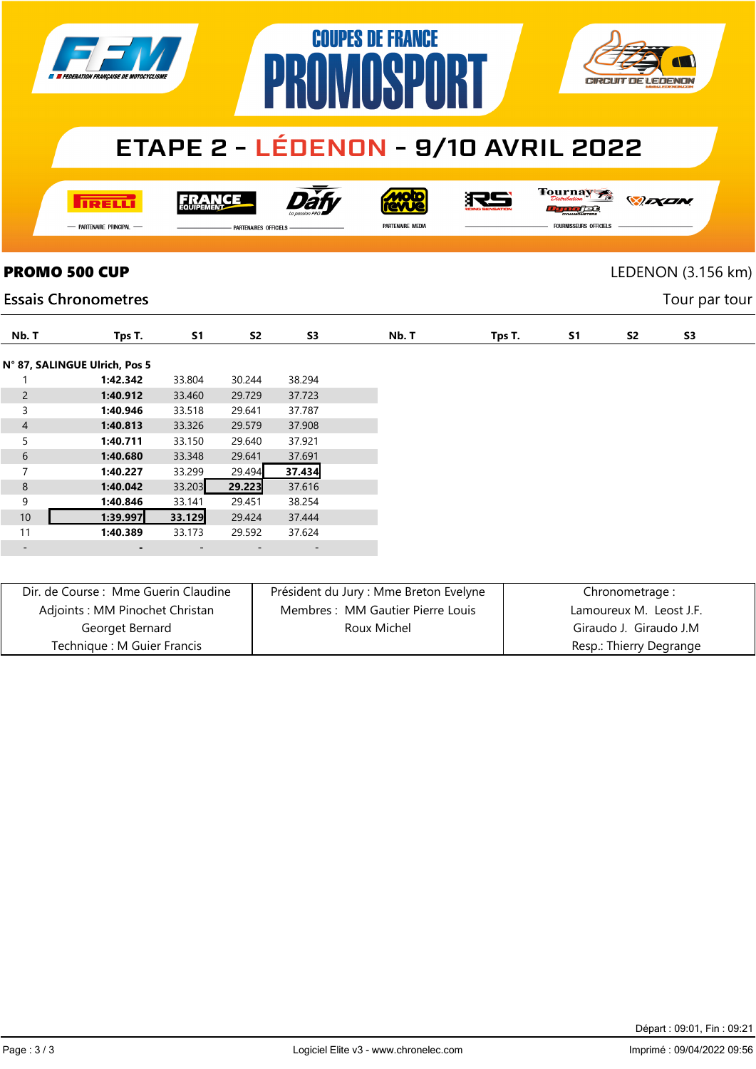COUPES DE FRANCE PROMOSPORT

## ETAPE 2 - LÉDENON - 9/10 AVRIL 2022

PARTENAIRE PRINCIPAL — PARTENAIRES OFFICIELS — PARTENAIRE MEDIA — FOURNISSEURS OFFICIELS

# PROMO 500 CUP

LEDENON (3.156 km)

## Essais Chronometres

Tour par tour

**N° 87, SALINGUE Ulrich, Pos 5**

| Nb. T | Tps T. | S1 | S2 | S3 |
|---|---|---|---|---|
| 1 | **1:42.342** | 33.804 | 30.244 | 38.294 |
| 2 | **1:40.912** | 33.460 | 29.729 | 37.723 |
| 3 | **1:40.946** | 33.518 | 29.641 | 37.787 |
| 4 | **1:40.813** | 33.326 | 29.579 | 37.908 |
| 5 | **1:40.711** | 33.150 | 29.640 | 37.921 |
| 6 | **1:40.680** | 33.348 | 29.641 | 37.691 |
| 7 | **1:40.227** | 33.299 | 29.494 | **37.434** |
| 8 | **1:40.042** | 33.203 | **29.223** | 37.616 |
| 9 | **1:40.846** | 33.141 | 29.451 | 38.254 |
| 10 | **1:39.997** | **33.129** | 29.424 | 37.444 |
| 11 | **1:40.389** | 33.173 | 29.592 | 37.624 |
| - | - | - | - | - |

| | | |
|---|---|---|
| Dir. de Course : Mme Guerin Claudine<br>Adjoints : MM Pinochet Christan<br>Georget Bernard<br>Technique : M Guier Francis | Président du Jury : Mme Breton Evelyne<br>Membres : MM Gautier Pierre Louis<br>Roux Michel | Chronometrage :<br>Lamoureux M. Leost J.F.<br>Giraudo J. Giraudo J.M<br>Resp.: Thierry Degrange |

Départ : 09:01, Fin : 09:21

Logiciel Elite v3 - www.chronelec.com

Imprimé : 09/04/2022 09:56